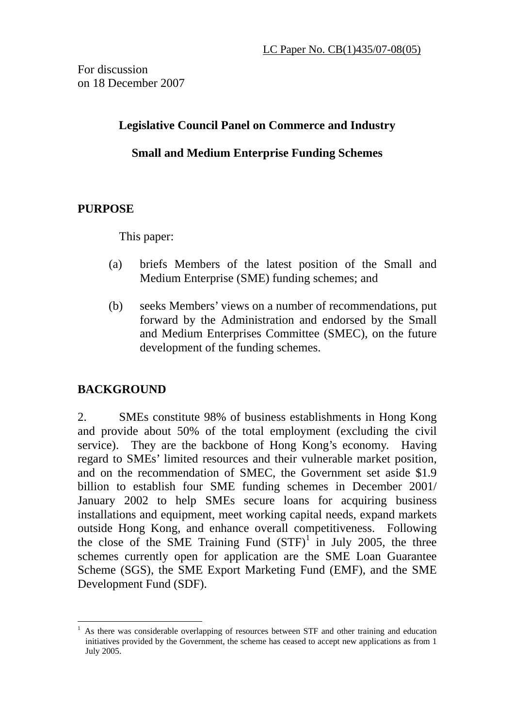LC Paper No. CB(1)435/07-08(05)

For discussion
on 18 December 2007

# Legislative Council Panel on Commerce and Industry

## Small and Medium Enterprise Funding Schemes

## PURPOSE

This paper:

(a) briefs Members of the latest position of the Small and Medium Enterprise (SME) funding schemes; and

(b) seeks Members' views on a number of recommendations, put forward by the Administration and endorsed by the Small and Medium Enterprises Committee (SMEC), on the future development of the funding schemes.

## BACKGROUND

2. SMEs constitute 98% of business establishments in Hong Kong and provide about 50% of the total employment (excluding the civil service). They are the backbone of Hong Kong's economy. Having regard to SMEs' limited resources and their vulnerable market position, and on the recommendation of SMEC, the Government set aside $1.9 billion to establish four SME funding schemes in December 2001/ January 2002 to help SMEs secure loans for acquiring business installations and equipment, meet working capital needs, expand markets outside Hong Kong, and enhance overall competitiveness. Following the close of the SME Training Fund (STF)[1] in July 2005, the three schemes currently open for application are the SME Loan Guarantee Scheme (SGS), the SME Export Marketing Fund (EMF), and the SME Development Fund (SDF).

[1] As there was considerable overlapping of resources between STF and other training and education initiatives provided by the Government, the scheme has ceased to accept new applications as from 1 July 2005.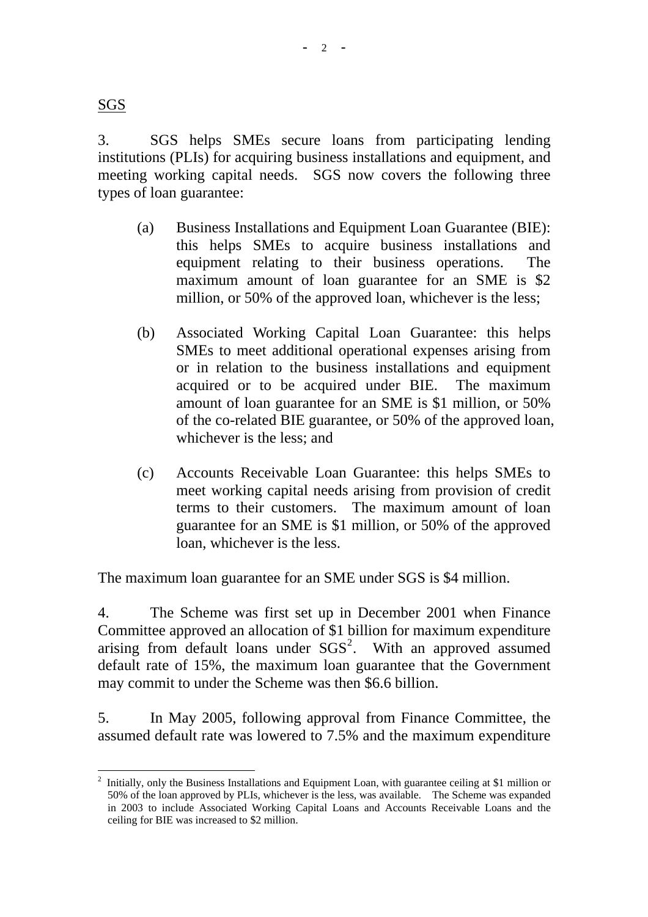SGS

3. SGS helps SMEs secure loans from participating lending institutions (PLIs) for acquiring business installations and equipment, and meeting working capital needs. SGS now covers the following three types of loan guarantee:

(a) Business Installations and Equipment Loan Guarantee (BIE): this helps SMEs to acquire business installations and equipment relating to their business operations. The maximum amount of loan guarantee for an SME is $2 million, or 50% of the approved loan, whichever is the less;

(b) Associated Working Capital Loan Guarantee: this helps SMEs to meet additional operational expenses arising from or in relation to the business installations and equipment acquired or to be acquired under BIE. The maximum amount of loan guarantee for an SME is $1 million, or 50% of the co-related BIE guarantee, or 50% of the approved loan, whichever is the less; and

(c) Accounts Receivable Loan Guarantee: this helps SMEs to meet working capital needs arising from provision of credit terms to their customers. The maximum amount of loan guarantee for an SME is $1 million, or 50% of the approved loan, whichever is the less.

The maximum loan guarantee for an SME under SGS is $4 million.

4. The Scheme was first set up in December 2001 when Finance Committee approved an allocation of $1 billion for maximum expenditure arising from default loans under SGS[2]. With an approved assumed default rate of 15%, the maximum loan guarantee that the Government may commit to under the Scheme was then $6.6 billion.

5. In May 2005, following approval from Finance Committee, the assumed default rate was lowered to 7.5% and the maximum expenditure

---

[2] Initially, only the Business Installations and Equipment Loan, with guarantee ceiling at $1 million or 50% of the loan approved by PLIs, whichever is the less, was available. The Scheme was expanded in 2003 to include Associated Working Capital Loans and Accounts Receivable Loans and the ceiling for BIE was increased to $2 million.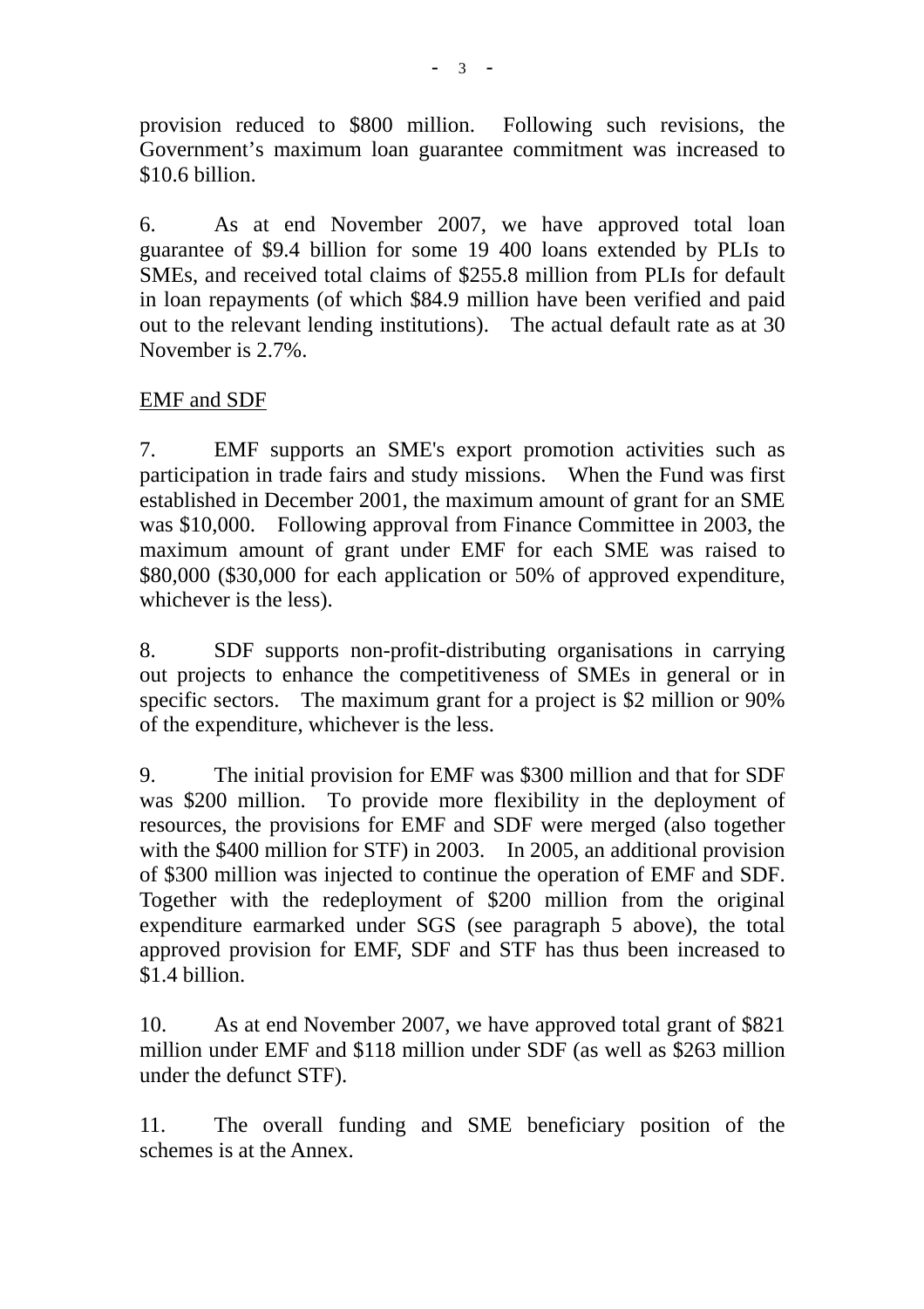provision reduced to $800 million. Following such revisions, the Government's maximum loan guarantee commitment was increased to $10.6 billion.

6. As at end November 2007, we have approved total loan guarantee of $9.4 billion for some 19 400 loans extended by PLIs to SMEs, and received total claims of $255.8 million from PLIs for default in loan repayments (of which $84.9 million have been verified and paid out to the relevant lending institutions). The actual default rate as at 30 November is 2.7%.

EMF and SDF

7. EMF supports an SME's export promotion activities such as participation in trade fairs and study missions. When the Fund was first established in December 2001, the maximum amount of grant for an SME was $10,000. Following approval from Finance Committee in 2003, the maximum amount of grant under EMF for each SME was raised to $80,000 ($30,000 for each application or 50% of approved expenditure, whichever is the less).

8. SDF supports non-profit-distributing organisations in carrying out projects to enhance the competitiveness of SMEs in general or in specific sectors. The maximum grant for a project is $2 million or 90% of the expenditure, whichever is the less.

9. The initial provision for EMF was $300 million and that for SDF was $200 million. To provide more flexibility in the deployment of resources, the provisions for EMF and SDF were merged (also together with the $400 million for STF) in 2003. In 2005, an additional provision of $300 million was injected to continue the operation of EMF and SDF. Together with the redeployment of $200 million from the original expenditure earmarked under SGS (see paragraph 5 above), the total approved provision for EMF, SDF and STF has thus been increased to $1.4 billion.

10. As at end November 2007, we have approved total grant of $821 million under EMF and $118 million under SDF (as well as $263 million under the defunct STF).

11. The overall funding and SME beneficiary position of the schemes is at the Annex.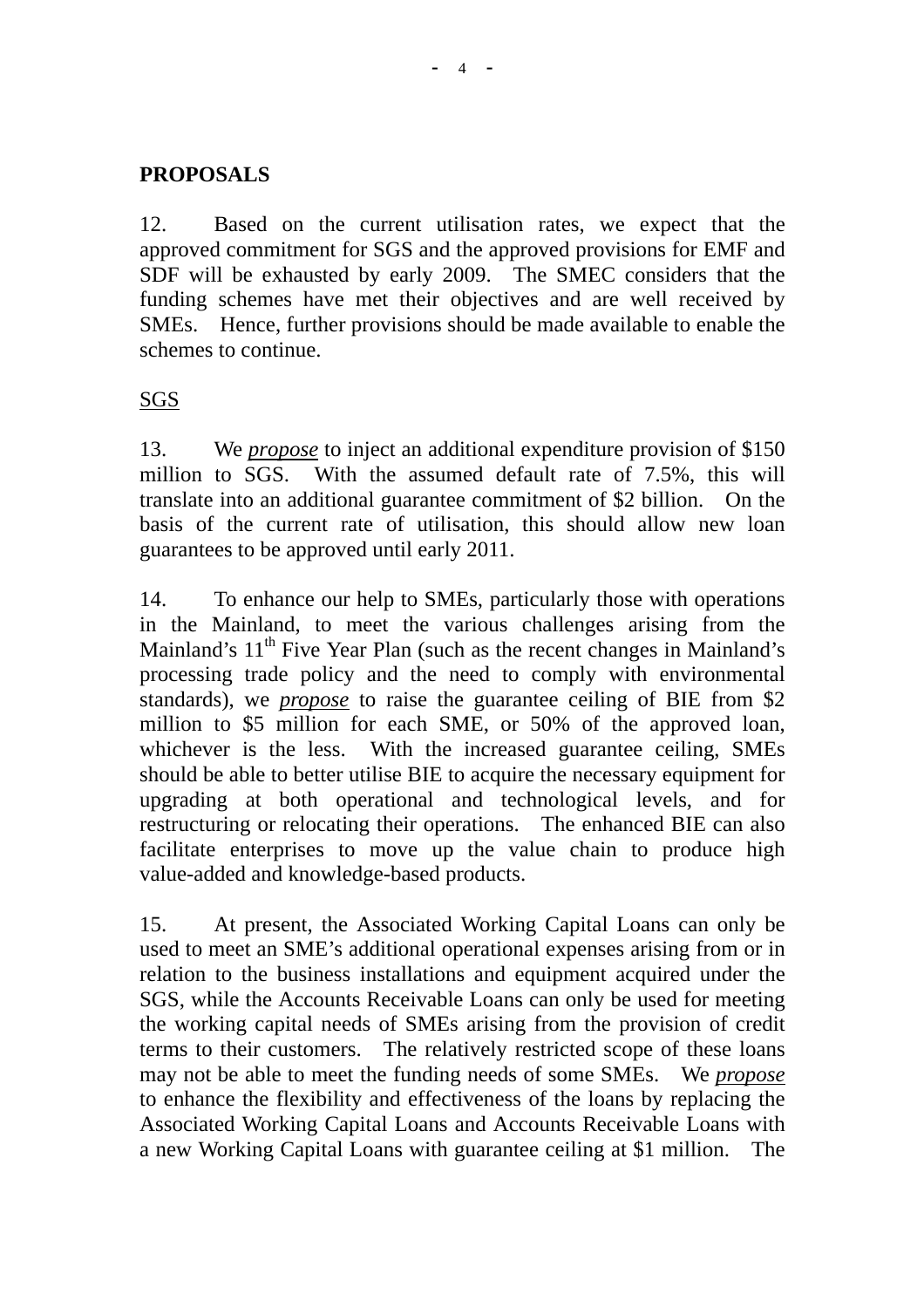**PROPOSALS**

12. Based on the current utilisation rates, we expect that the approved commitment for SGS and the approved provisions for EMF and SDF will be exhausted by early 2009. The SMEC considers that the funding schemes have met their objectives and are well received by SMEs. Hence, further provisions should be made available to enable the schemes to continue.

SGS

13. We ***propose*** to inject an additional expenditure provision of $150 million to SGS. With the assumed default rate of 7.5%, this will translate into an additional guarantee commitment of $2 billion. On the basis of the current rate of utilisation, this should allow new loan guarantees to be approved until early 2011.

14. To enhance our help to SMEs, particularly those with operations in the Mainland, to meet the various challenges arising from the Mainland's 11th Five Year Plan (such as the recent changes in Mainland's processing trade policy and the need to comply with environmental standards), we ***propose*** to raise the guarantee ceiling of BIE from $2 million to $5 million for each SME, or 50% of the approved loan, whichever is the less. With the increased guarantee ceiling, SMEs should be able to better utilise BIE to acquire the necessary equipment for upgrading at both operational and technological levels, and for restructuring or relocating their operations. The enhanced BIE can also facilitate enterprises to move up the value chain to produce high value-added and knowledge-based products.

15. At present, the Associated Working Capital Loans can only be used to meet an SME's additional operational expenses arising from or in relation to the business installations and equipment acquired under the SGS, while the Accounts Receivable Loans can only be used for meeting the working capital needs of SMEs arising from the provision of credit terms to their customers. The relatively restricted scope of these loans may not be able to meet the funding needs of some SMEs. We ***propose*** to enhance the flexibility and effectiveness of the loans by replacing the Associated Working Capital Loans and Accounts Receivable Loans with a new Working Capital Loans with guarantee ceiling at $1 million. The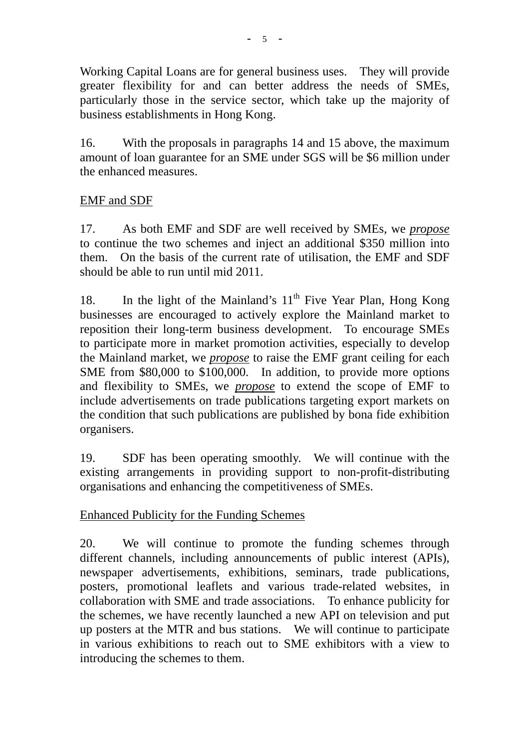Working Capital Loans are for general business uses. They will provide greater flexibility for and can better address the needs of SMEs, particularly those in the service sector, which take up the majority of business establishments in Hong Kong.

16. With the proposals in paragraphs 14 and 15 above, the maximum amount of loan guarantee for an SME under SGS will be $6 million under the enhanced measures.

EMF and SDF

17. As both EMF and SDF are well received by SMEs, we *propose* to continue the two schemes and inject an additional $350 million into them. On the basis of the current rate of utilisation, the EMF and SDF should be able to run until mid 2011.

18. In the light of the Mainland's 11th Five Year Plan, Hong Kong businesses are encouraged to actively explore the Mainland market to reposition their long-term business development. To encourage SMEs to participate more in market promotion activities, especially to develop the Mainland market, we *propose* to raise the EMF grant ceiling for each SME from $80,000 to $100,000. In addition, to provide more options and flexibility to SMEs, we *propose* to extend the scope of EMF to include advertisements on trade publications targeting export markets on the condition that such publications are published by bona fide exhibition organisers.

19. SDF has been operating smoothly. We will continue with the existing arrangements in providing support to non-profit-distributing organisations and enhancing the competitiveness of SMEs.

Enhanced Publicity for the Funding Schemes

20. We will continue to promote the funding schemes through different channels, including announcements of public interest (APIs), newspaper advertisements, exhibitions, seminars, trade publications, posters, promotional leaflets and various trade-related websites, in collaboration with SME and trade associations. To enhance publicity for the schemes, we have recently launched a new API on television and put up posters at the MTR and bus stations. We will continue to participate in various exhibitions to reach out to SME exhibitors with a view to introducing the schemes to them.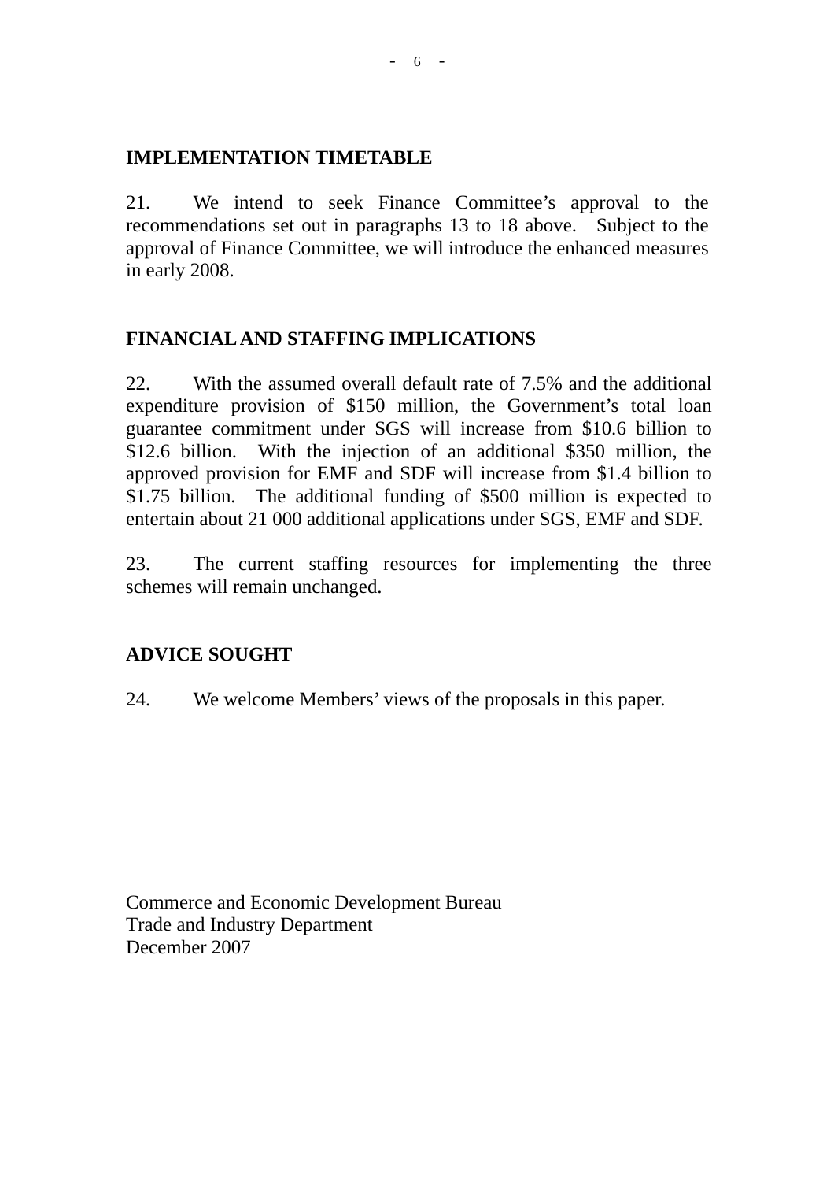## IMPLEMENTATION TIMETABLE

21. We intend to seek Finance Committee's approval to the recommendations set out in paragraphs 13 to 18 above. Subject to the approval of Finance Committee, we will introduce the enhanced measures in early 2008.

## FINANCIAL AND STAFFING IMPLICATIONS

22. With the assumed overall default rate of 7.5% and the additional expenditure provision of $150 million, the Government's total loan guarantee commitment under SGS will increase from $10.6 billion to $12.6 billion. With the injection of an additional $350 million, the approved provision for EMF and SDF will increase from $1.4 billion to $1.75 billion. The additional funding of $500 million is expected to entertain about 21 000 additional applications under SGS, EMF and SDF.

23. The current staffing resources for implementing the three schemes will remain unchanged.

## ADVICE SOUGHT

24. We welcome Members' views of the proposals in this paper.

Commerce and Economic Development Bureau
Trade and Industry Department
December 2007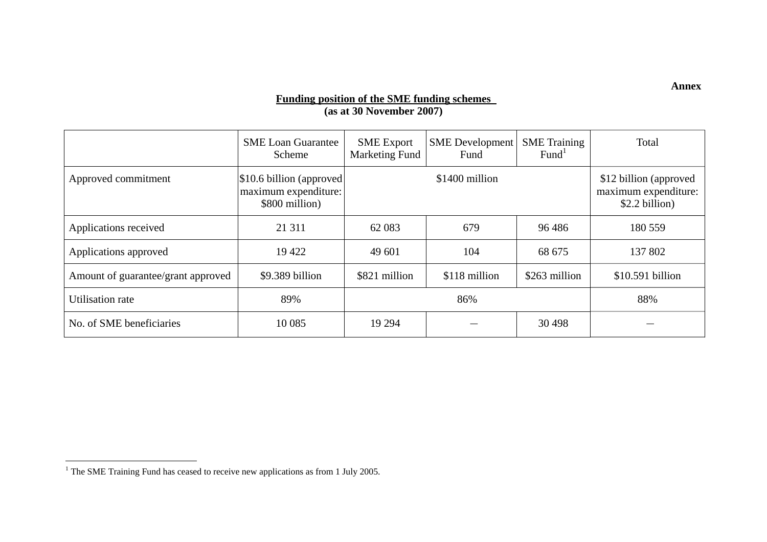**Annex**

**Funding position of the SME funding schemes**
**(as at 30 November 2007)**

| | SME Loan Guarantee Scheme | SME Export Marketing Fund | SME Development Fund | SME Training Fund[1] | Total |
|---|---|---|---|---|---|
| Approved commitment | $10.6 billion (approved maximum expenditure: $800 million) | $1400 million | | | $12 billion (approved maximum expenditure: $2.2 billion) |
| Applications received | 21 311 | 62 083 | 679 | 96 486 | 180 559 |
| Applications approved | 19 422 | 49 601 | 104 | 68 675 | 137 802 |
| Amount of guarantee/grant approved | $9.389 billion | $821 million | $118 million | $263 million | $10.591 billion |
| Utilisation rate | 89% | 86% | | | 88% |
| No. of SME beneficiaries | 10 085 | 19 294 | – | 30 498 | – |

[1] The SME Training Fund has ceased to receive new applications as from 1 July 2005.